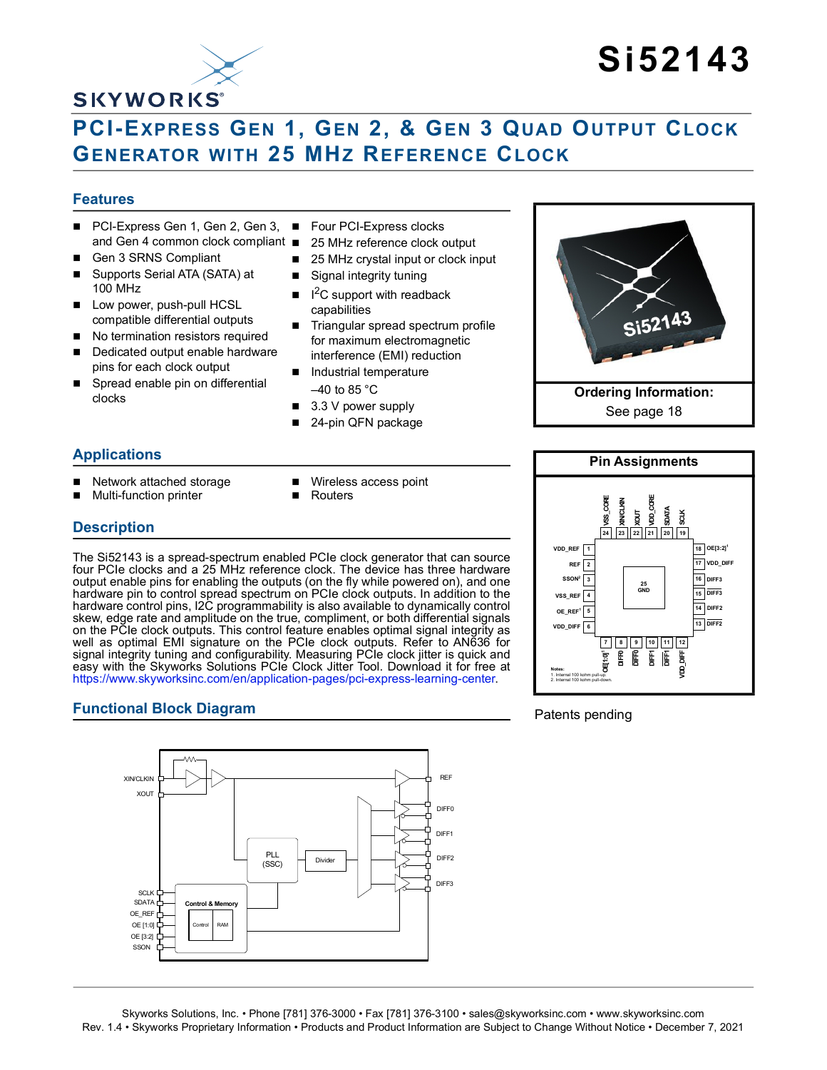# Si52143

## PCI-EXPRESS GEN 1, GEN 2, & GEN 3 QUAD OUTPUT CLOCK GENERATOR WITH 25 MHZ REFERENCE CLOCK

### Features

- PCI-Express Gen 1, Gen 2, Gen 3, and Gen 4 common clock compliant
- Gen 3 SRNS Compliant
- Supports Serial ATA (SATA) at 100 MHz
- Low power, push-pull HCSL compatible differential outputs
- No termination resistors required
- Dedicated output enable hardware pins for each clock output
- Spread enable pin on differential clocks
- Four PCI-Express clocks
- 25 MHz reference clock output
- 25 MHz crystal input or clock input
- Signal integrity tuning
- I$^2$C support with readback capabilities
- Triangular spread spectrum profile for maximum electromagnetic interference (EMI) reduction
- Industrial temperature –40 to 85 °C
- 3.3 V power supply
- 24-pin QFN package

**Ordering Information:**
See page 18

### Applications

- Network attached storage
- Multi-function printer
- Wireless access point
- Routers

### Description

The Si52143 is a spread-spectrum enabled PCIe clock generator that can source four PCIe clocks and a 25 MHz reference clock. The device has three hardware output enable pins for enabling the outputs (on the fly while powered on), and one hardware pin to control spread spectrum on PCIe clock outputs. In addition to the hardware control pins, I2C programmability is also available to dynamically control skew, edge rate and amplitude on the true, compliment, or both differential signals on the PCIe clock outputs. This control feature enables optimal signal integrity as well as optimal EMI signature on the PCIe clock outputs. Refer to AN636 for signal integrity tuning and configurability. Measuring PCIe clock jitter is quick and easy with the Skyworks Solutions PCIe Clock Jitter Tool. Download it for free at https://www.skyworksinc.com/en/application-pages/pci-express-learning-center.

### Functional Block Diagram

### Pin Assignments

| Pin | Name | Pin | Name |
|---|---|---|---|
| 1 | VDD_REF | 13 | DIFF2 |
| 2 | REF | 14 | DIFF2 |
| 3 | SSON[2] | 15 | DIFF3 |
| 4 | VSS_REF | 16 | DIFF3 |
| 5 | OE_REF[1] | 17 | VDD_DIFF |
| 6 | VDD_DIFF | 18 | OE[3:2][1] |
| 7 | OE[1:0][1] | 19 | SCLK |
| 8 | DIFF0 | 20 | SDATA |
| 9 | DIFF0 | 21 | VDD_CORE |
| 10 | DIFF1 | 22 | XOUT |
| 11 | DIFF1 | 23 | XIN/CLKIN |
| 12 | VDD_DIFF | 24 | VSS_CORE |
| 25 | GND | | |

Notes:
1. Internal 100 kohm pull-up.
2. Internal 100 kohm pull-down.

Patents pending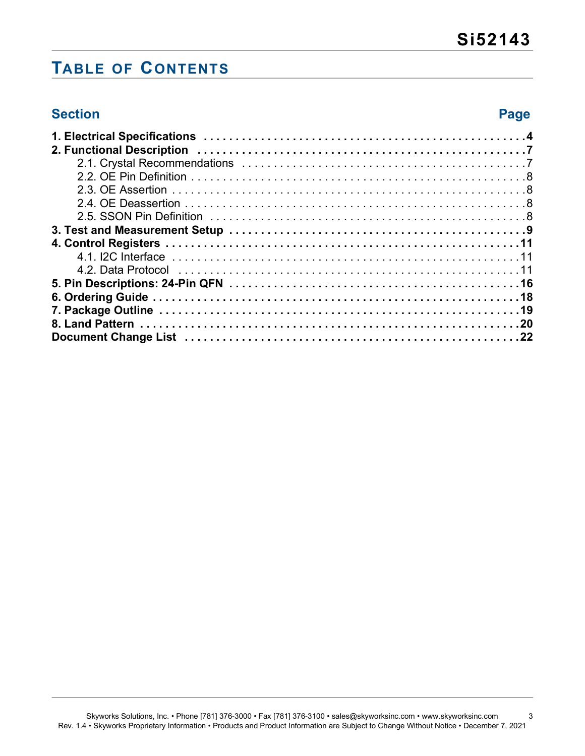## Table of Contents

| Section | Page |
|---|---|
| **1. Electrical Specifications** | **4** |
| **2. Functional Description** | **7** |
| 2.1. Crystal Recommendations | 7 |
| 2.2. OE Pin Definition | 8 |
| 2.3. OE Assertion | 8 |
| 2.4. OE Deassertion | 8 |
| 2.5. SSON Pin Definition | 8 |
| **3. Test and Measurement Setup** | **9** |
| **4. Control Registers** | **11** |
| 4.1. I2C Interface | 11 |
| 4.2. Data Protocol | 11 |
| **5. Pin Descriptions: 24-Pin QFN** | **16** |
| **6. Ordering Guide** | **18** |
| **7. Package Outline** | **19** |
| **8. Land Pattern** | **20** |
| **Document Change List** | **22** |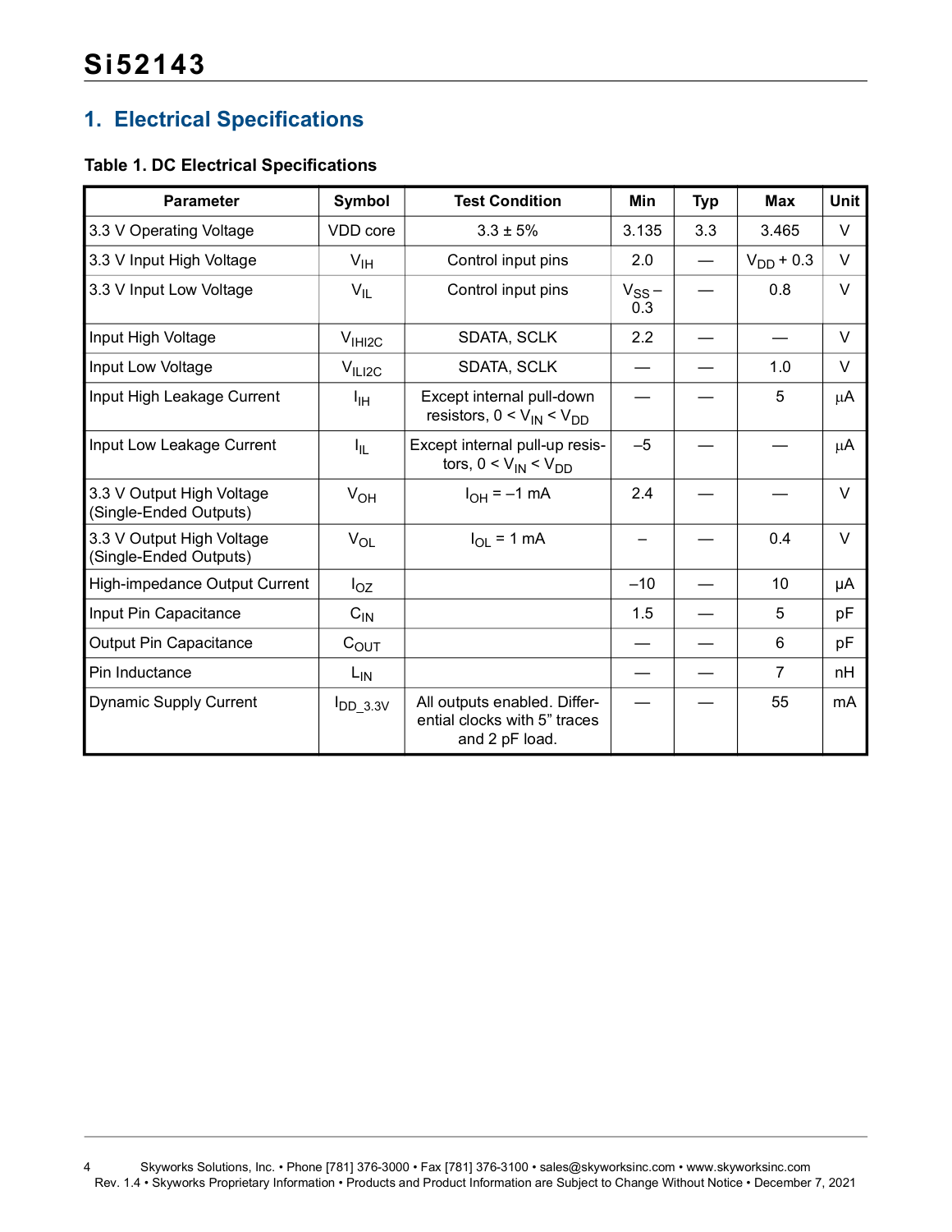# 1. Electrical Specifications

**Table 1. DC Electrical Specifications**

| Parameter | Symbol | Test Condition | Min | Typ | Max | Unit |
|---|---|---|---|---|---|---|
| 3.3 V Operating Voltage | VDD core | 3.3 ± 5% | 3.135 | 3.3 | 3.465 | V |
| 3.3 V Input High Voltage | $V_{IH}$ | Control input pins | 2.0 | — | $V_{DD}$ + 0.3 | V |
| 3.3 V Input Low Voltage | $V_{IL}$ | Control input pins | $V_{SS}$ – 0.3 | — | 0.8 | V |
| Input High Voltage | $V_{IHI2C}$ | SDATA, SCLK | 2.2 | — | — | V |
| Input Low Voltage | $V_{ILI2C}$ | SDATA, SCLK | — | — | 1.0 | V |
| Input High Leakage Current | $I_{IH}$ | Except internal pull-down resistors, $0 < V_{IN} < V_{DD}$ | — | — | 5 | µA |
| Input Low Leakage Current | $I_{IL}$ | Except internal pull-up resistors, $0 < V_{IN} < V_{DD}$ | –5 | — | — | µA |
| 3.3 V Output High Voltage (Single-Ended Outputs) | $V_{OH}$ | $I_{OH}$ = –1 mA | 2.4 | — | — | V |
| 3.3 V Output High Voltage (Single-Ended Outputs) | $V_{OL}$ | $I_{OL}$ = 1 mA | – | — | 0.4 | V |
| High-impedance Output Current | $I_{OZ}$ | | –10 | — | 10 | µA |
| Input Pin Capacitance | $C_{IN}$ | | 1.5 | — | 5 | pF |
| Output Pin Capacitance | $C_{OUT}$ | | — | — | 6 | pF |
| Pin Inductance | $L_{IN}$ | | — | — | 7 | nH |
| Dynamic Supply Current | $I_{DD\_3.3V}$ | All outputs enabled. Differential clocks with 5” traces and 2 pF load. | — | — | 55 | mA |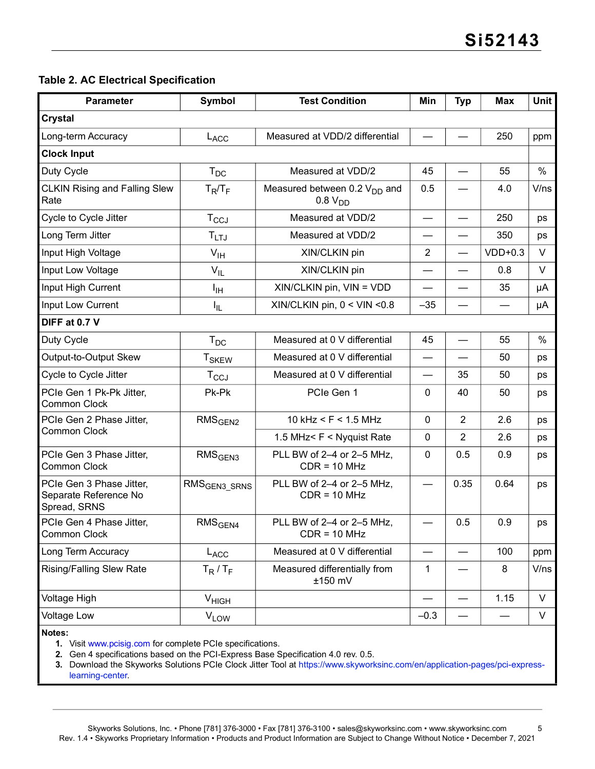## Table 2. AC Electrical Specification

| Parameter | Symbol | Test Condition | Min | Typ | Max | Unit |
|---|---|---|---|---|---|---|
| **Crystal** | | | | | | |
| Long-term Accuracy | $L_{ACC}$ | Measured at VDD/2 differential | — | — | 250 | ppm |
| **Clock Input** | | | | | | |
| Duty Cycle | $T_{DC}$ | Measured at VDD/2 | 45 | — | 55 | % |
| CLKIN Rising and Falling Slew Rate | $T_R/T_F$ | Measured between 0.2 $V_{DD}$ and 0.8 $V_{DD}$ | 0.5 | — | 4.0 | V/ns |
| Cycle to Cycle Jitter | $T_{CCJ}$ | Measured at VDD/2 | — | — | 250 | ps |
| Long Term Jitter | $T_{LTJ}$ | Measured at VDD/2 | — | — | 350 | ps |
| Input High Voltage | $V_{IH}$ | XIN/CLKIN pin | 2 | — | VDD+0.3 | V |
| Input Low Voltage | $V_{IL}$ | XIN/CLKIN pin | — | — | 0.8 | V |
| Input High Current | $I_{IH}$ | XIN/CLKIN pin, VIN = VDD | — | — | 35 | µA |
| Input Low Current | $I_{IL}$ | XIN/CLKIN pin, 0 < VIN <0.8 | –35 | — | — | µA |
| **DIFF at 0.7 V** | | | | | | |
| Duty Cycle | $T_{DC}$ | Measured at 0 V differential | 45 | — | 55 | % |
| Output-to-Output Skew | $T_{SKEW}$ | Measured at 0 V differential | — | — | 50 | ps |
| Cycle to Cycle Jitter | $T_{CCJ}$ | Measured at 0 V differential | — | 35 | 50 | ps |
| PCIe Gen 1 Pk-Pk Jitter, Common Clock | Pk-Pk | PCIe Gen 1 | 0 | 40 | 50 | ps |
| PCIe Gen 2 Phase Jitter, Common Clock | $RMS_{GEN2}$ | 10 kHz < F < 1.5 MHz | 0 | 2 | 2.6 | ps |
| | | 1.5 MHz< F < Nyquist Rate | 0 | 2 | 2.6 | ps |
| PCIe Gen 3 Phase Jitter, Common Clock | $RMS_{GEN3}$ | PLL BW of 2–4 or 2–5 MHz, CDR = 10 MHz | 0 | 0.5 | 0.9 | ps |
| PCIe Gen 3 Phase Jitter, Separate Reference No Spread, SRNS | $RMS_{GEN3\_SRNS}$ | PLL BW of 2–4 or 2–5 MHz, CDR = 10 MHz | — | 0.35 | 0.64 | ps |
| PCIe Gen 4 Phase Jitter, Common Clock | $RMS_{GEN4}$ | PLL BW of 2–4 or 2–5 MHz, CDR = 10 MHz | — | 0.5 | 0.9 | ps |
| Long Term Accuracy | $L_{ACC}$ | Measured at 0 V differential | — | — | 100 | ppm |
| Rising/Falling Slew Rate | $T_R$ / $T_F$ | Measured differentially from ±150 mV | 1 | — | 8 | V/ns |
| Voltage High | $V_{HIGH}$ | | — | — | 1.15 | V |
| Voltage Low | $V_{LOW}$ | | –0.3 | — | — | V |

**Notes:**
1. Visit www.pcisig.com for complete PCIe specifications.
2. Gen 4 specifications based on the PCI-Express Base Specification 4.0 rev. 0.5.
3. Download the Skyworks Solutions PCIe Clock Jitter Tool at https://www.skyworksinc.com/en/application-pages/pci-express-learning-center.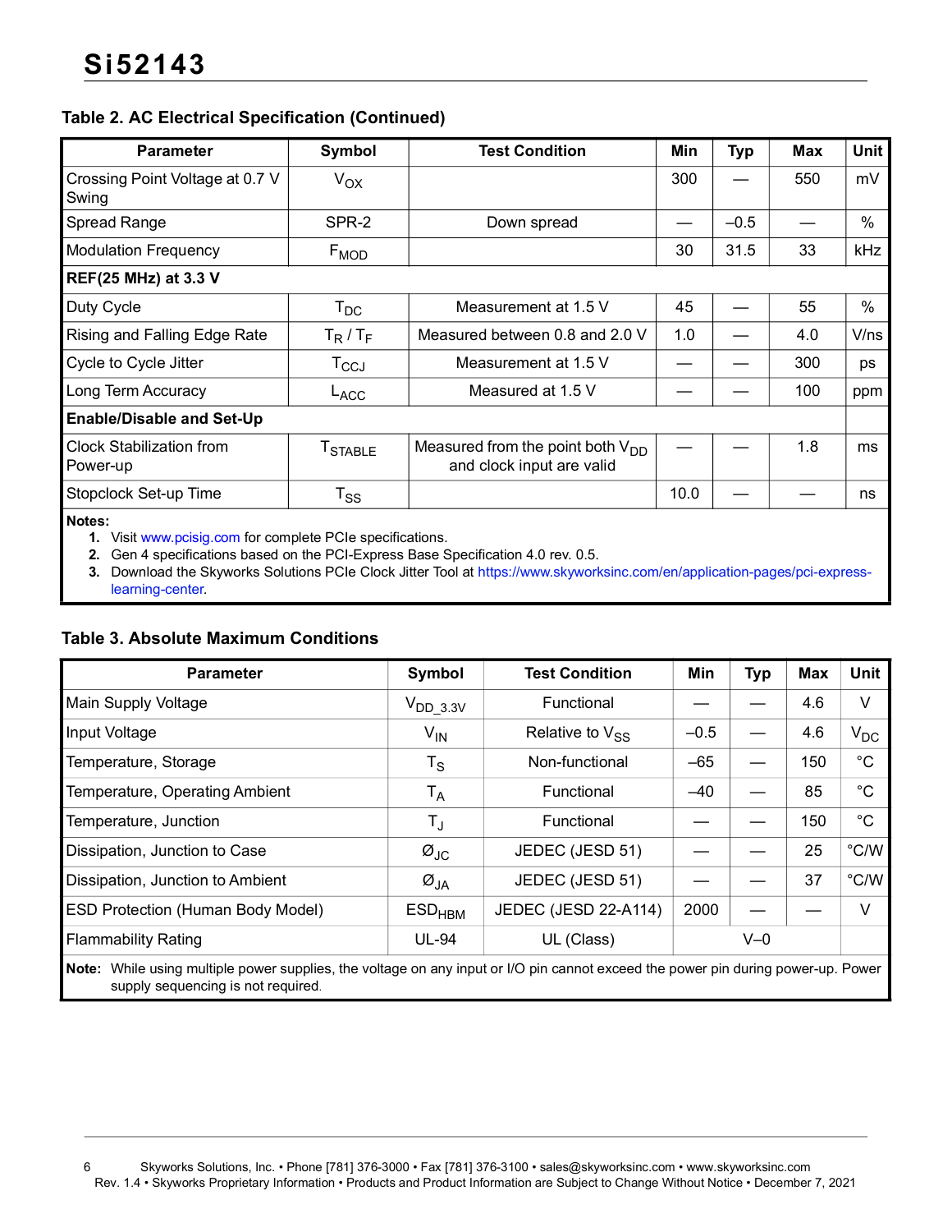**Table 2. AC Electrical Specification (Continued)**

| Parameter | Symbol | Test Condition | Min | Typ | Max | Unit |
|---|---|---|---|---|---|---|
| Crossing Point Voltage at 0.7 V Swing | $V_{OX}$ | | 300 | — | 550 | mV |
| Spread Range | SPR-2 | Down spread | — | –0.5 | — | % |
| Modulation Frequency | $F_{MOD}$ | | 30 | 31.5 | 33 | kHz |
| **REF(25 MHz) at 3.3 V** | | | | | | |
| Duty Cycle | $T_{DC}$ | Measurement at 1.5 V | 45 | — | 55 | % |
| Rising and Falling Edge Rate | $T_R$ / $T_F$ | Measured between 0.8 and 2.0 V | 1.0 | — | 4.0 | V/ns |
| Cycle to Cycle Jitter | $T_{CCJ}$ | Measurement at 1.5 V | — | — | 300 | ps |
| Long Term Accuracy | $L_{ACC}$ | Measured at 1.5 V | — | — | 100 | ppm |
| **Enable/Disable and Set-Up** | | | | | | |
| Clock Stabilization from Power-up | $T_{STABLE}$ | Measured from the point both $V_{DD}$ and clock input are valid | — | — | 1.8 | ms |
| Stopclock Set-up Time | $T_{SS}$ | | 10.0 | — | — | ns |

**Notes:**
1. Visit www.pcisig.com for complete PCIe specifications.
2. Gen 4 specifications based on the PCI-Express Base Specification 4.0 rev. 0.5.
3. Download the Skyworks Solutions PCIe Clock Jitter Tool at https://www.skyworksinc.com/en/application-pages/pci-express-learning-center.

**Table 3. Absolute Maximum Conditions**

| Parameter | Symbol | Test Condition | Min | Typ | Max | Unit |
|---|---|---|---|---|---|---|
| Main Supply Voltage | $V_{DD\_3.3V}$ | Functional | — | — | 4.6 | V |
| Input Voltage | $V_{IN}$ | Relative to $V_{SS}$ | –0.5 | — | 4.6 | $V_{DC}$ |
| Temperature, Storage | $T_S$ | Non-functional | –65 | — | 150 | °C |
| Temperature, Operating Ambient | $T_A$ | Functional | –40 | — | 85 | °C |
| Temperature, Junction | $T_J$ | Functional | — | — | 150 | °C |
| Dissipation, Junction to Case | $Ø_{JC}$ | JEDEC (JESD 51) | — | — | 25 | °C/W |
| Dissipation, Junction to Ambient | $Ø_{JA}$ | JEDEC (JESD 51) | — | — | 37 | °C/W |
| ESD Protection (Human Body Model) | $ESD_{HBM}$ | JEDEC (JESD 22-A114) | 2000 | — | — | V |
| Flammability Rating | UL-94 | UL (Class) | V–0 | | | |

**Note:** While using multiple power supplies, the voltage on any input or I/O pin cannot exceed the power pin during power-up. Power supply sequencing is not required.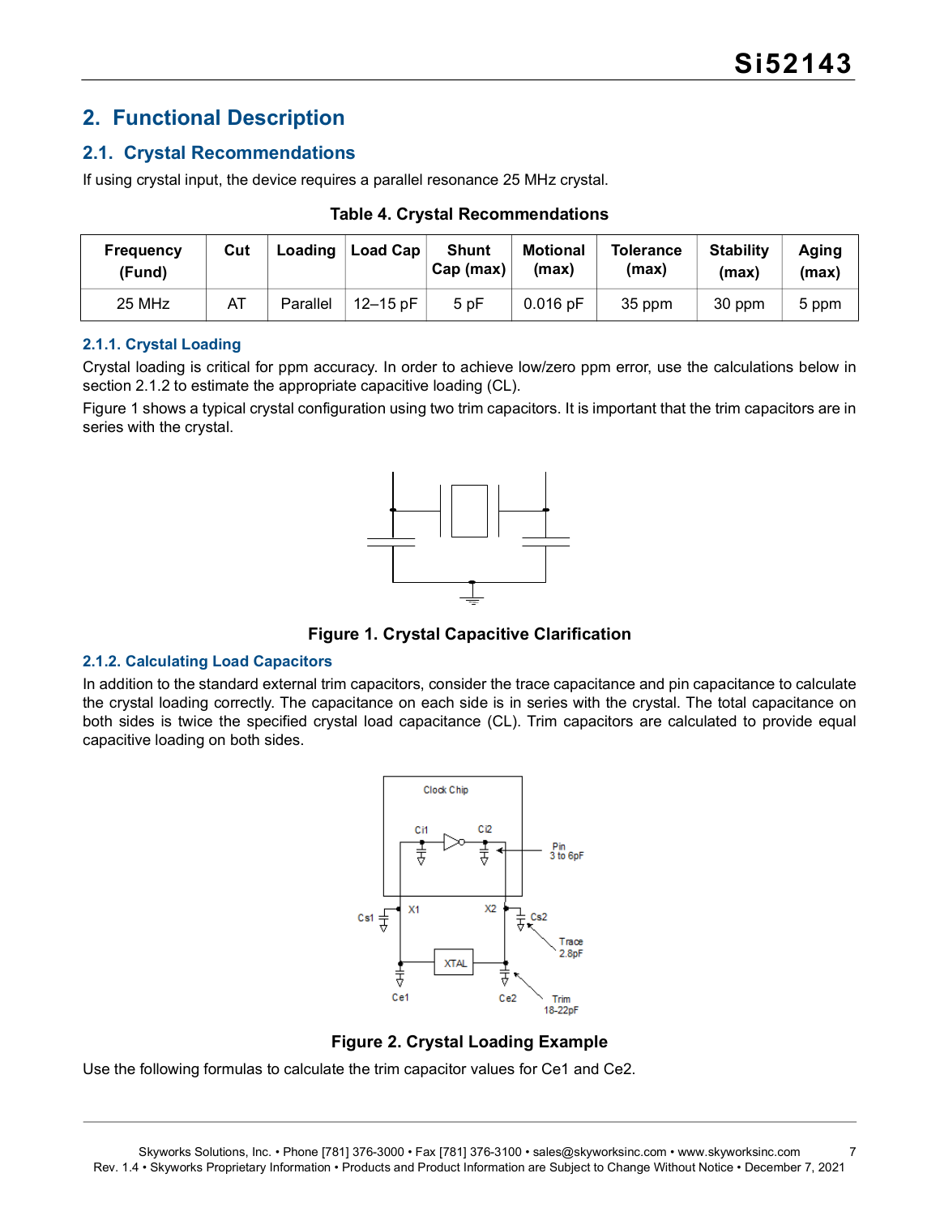## 2. Functional Description

### 2.1. Crystal Recommendations

If using crystal input, the device requires a parallel resonance 25 MHz crystal.

**Table 4. Crystal Recommendations**

| Frequency (Fund) | Cut | Loading | Load Cap | Shunt Cap (max) | Motional (max) | Tolerance (max) | Stability (max) | Aging (max) |
|---|---|---|---|---|---|---|---|---|
| 25 MHz | AT | Parallel | 12–15 pF | 5 pF | 0.016 pF | 35 ppm | 30 ppm | 5 ppm |

#### 2.1.1. Crystal Loading

Crystal loading is critical for ppm accuracy. In order to achieve low/zero ppm error, use the calculations below in section 2.1.2 to estimate the appropriate capacitive loading (CL).

Figure 1 shows a typical crystal configuration using two trim capacitors. It is important that the trim capacitors are in series with the crystal.

**Figure 1. Crystal Capacitive Clarification**

#### 2.1.2. Calculating Load Capacitors

In addition to the standard external trim capacitors, consider the trace capacitance and pin capacitance to calculate the crystal loading correctly. The capacitance on each side is in series with the crystal. The total capacitance on both sides is twice the specified crystal load capacitance (CL). Trim capacitors are calculated to provide equal capacitive loading on both sides.

**Figure 2. Crystal Loading Example**

Use the following formulas to calculate the trim capacitor values for Ce1 and Ce2.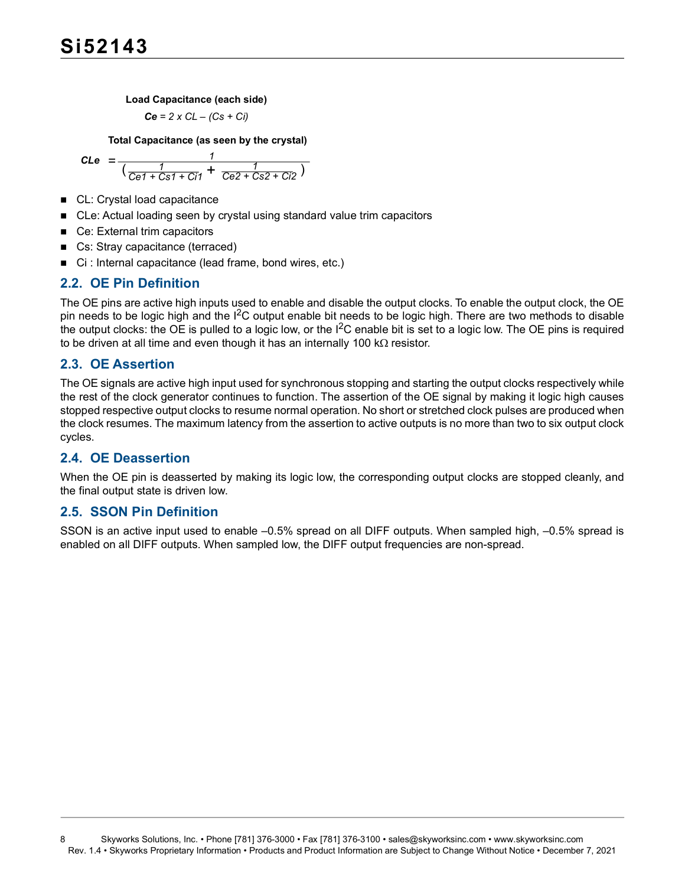**Load Capacitance (each side)**

$$Ce = 2 \times CL - (Cs + Ci)$$

**Total Capacitance (as seen by the crystal)**

$$CLe = \frac{1}{\left(\frac{1}{Ce1 + Cs1 + Ci1} + \frac{1}{Ce2 + Cs2 + Ci2}\right)}$$

- CL: Crystal load capacitance
- CLe: Actual loading seen by crystal using standard value trim capacitors
- Ce: External trim capacitors
- Cs: Stray capacitance (terraced)
- Ci : Internal capacitance (lead frame, bond wires, etc.)

## 2.2. OE Pin Definition

The OE pins are active high inputs used to enable and disable the output clocks. To enable the output clock, the OE pin needs to be logic high and the $I^2C$ output enable bit needs to be logic high. There are two methods to disable the output clocks: the OE is pulled to a logic low, or the $I^2C$ enable bit is set to a logic low. The OE pins is required to be driven at all time and even though it has an internally 100 kΩ resistor.

## 2.3. OE Assertion

The OE signals are active high input used for synchronous stopping and starting the output clocks respectively while the rest of the clock generator continues to function. The assertion of the OE signal by making it logic high causes stopped respective output clocks to resume normal operation. No short or stretched clock pulses are produced when the clock resumes. The maximum latency from the assertion to active outputs is no more than two to six output clock cycles.

## 2.4. OE Deassertion

When the OE pin is deasserted by making its logic low, the corresponding output clocks are stopped cleanly, and the final output state is driven low.

## 2.5. SSON Pin Definition

SSON is an active input used to enable –0.5% spread on all DIFF outputs. When sampled high, –0.5% spread is enabled on all DIFF outputs. When sampled low, the DIFF output frequencies are non-spread.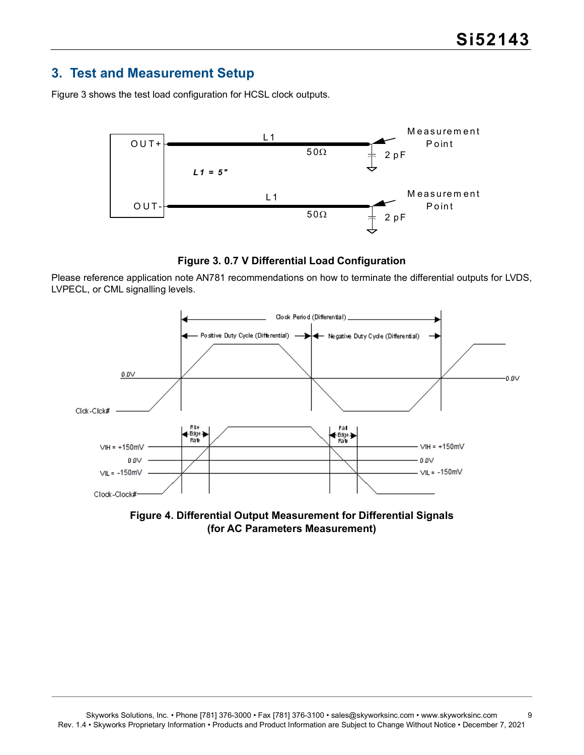## 3. Test and Measurement Setup

Figure 3 shows the test load configuration for HCSL clock outputs.

**Figure 3. 0.7 V Differential Load Configuration**

Please reference application note AN781 recommendations on how to terminate the differential outputs for LVDS, LVPECL, or CML signalling levels.

**Figure 4. Differential Output Measurement for Differential Signals (for AC Parameters Measurement)**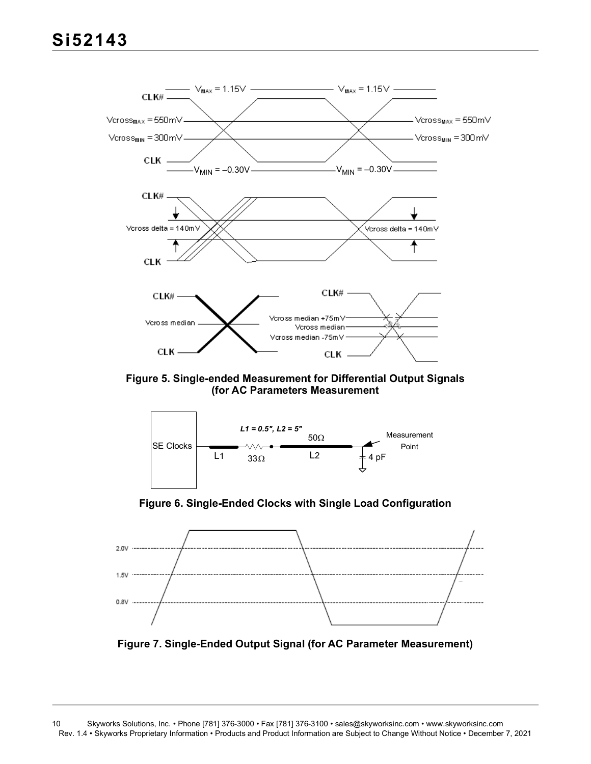Figure 5. Single-ended Measurement for Differential Output Signals (for AC Parameters Measurement

Figure 6. Single-Ended Clocks with Single Load Configuration

Figure 7. Single-Ended Output Signal (for AC Parameter Measurement)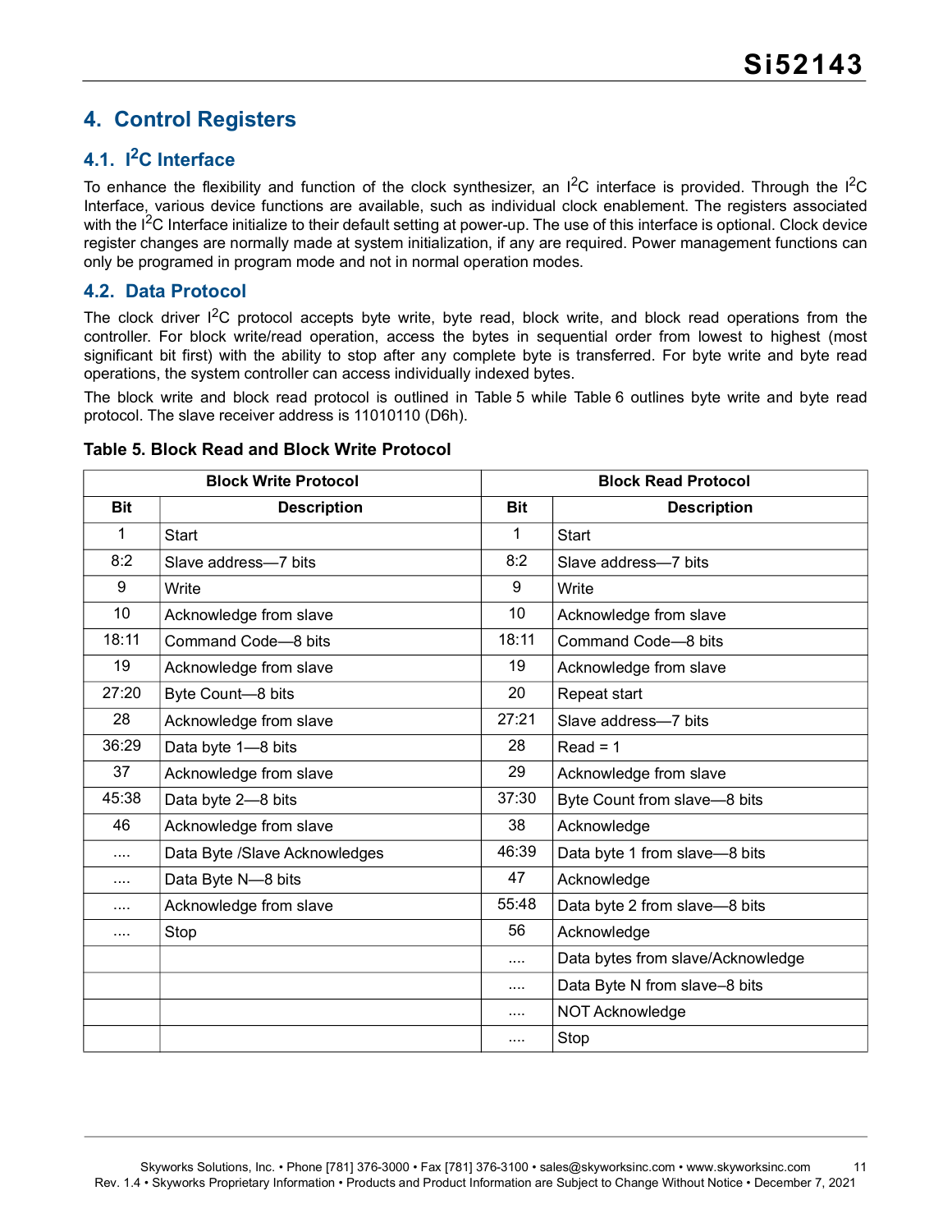# 4. Control Registers

## 4.1. $I^2C$ Interface

To enhance the flexibility and function of the clock synthesizer, an $I^2C$ interface is provided. Through the $I^2C$ Interface, various device functions are available, such as individual clock enablement. The registers associated with the $I^2C$ Interface initialize to their default setting at power-up. The use of this interface is optional. Clock device register changes are normally made at system initialization, if any are required. Power management functions can only be programed in program mode and not in normal operation modes.

## 4.2. Data Protocol

The clock driver $I^2C$ protocol accepts byte write, byte read, block write, and block read operations from the controller. For block write/read operation, access the bytes in sequential order from lowest to highest (most significant bit first) with the ability to stop after any complete byte is transferred. For byte write and byte read operations, the system controller can access individually indexed bytes.

The block write and block read protocol is outlined in Table 5 while Table 6 outlines byte write and byte read protocol. The slave receiver address is 11010110 (D6h).

**Table 5. Block Read and Block Write Protocol**

| Block Write Protocol | | Block Read Protocol | |
|---|---|---|---|
| **Bit** | **Description** | **Bit** | **Description** |
| 1 | Start | 1 | Start |
| 8:2 | Slave address—7 bits | 8:2 | Slave address—7 bits |
| 9 | Write | 9 | Write |
| 10 | Acknowledge from slave | 10 | Acknowledge from slave |
| 18:11 | Command Code—8 bits | 18:11 | Command Code—8 bits |
| 19 | Acknowledge from slave | 19 | Acknowledge from slave |
| 27:20 | Byte Count—8 bits | 20 | Repeat start |
| 28 | Acknowledge from slave | 27:21 | Slave address—7 bits |
| 36:29 | Data byte 1—8 bits | 28 | Read = 1 |
| 37 | Acknowledge from slave | 29 | Acknowledge from slave |
| 45:38 | Data byte 2—8 bits | 37:30 | Byte Count from slave—8 bits |
| 46 | Acknowledge from slave | 38 | Acknowledge |
| .... | Data Byte /Slave Acknowledges | 46:39 | Data byte 1 from slave—8 bits |
| .... | Data Byte N—8 bits | 47 | Acknowledge |
| .... | Acknowledge from slave | 55:48 | Data byte 2 from slave—8 bits |
| .... | Stop | 56 | Acknowledge |
| | | .... | Data bytes from slave/Acknowledge |
| | | .... | Data Byte N from slave–8 bits |
| | | .... | NOT Acknowledge |
| | | .... | Stop |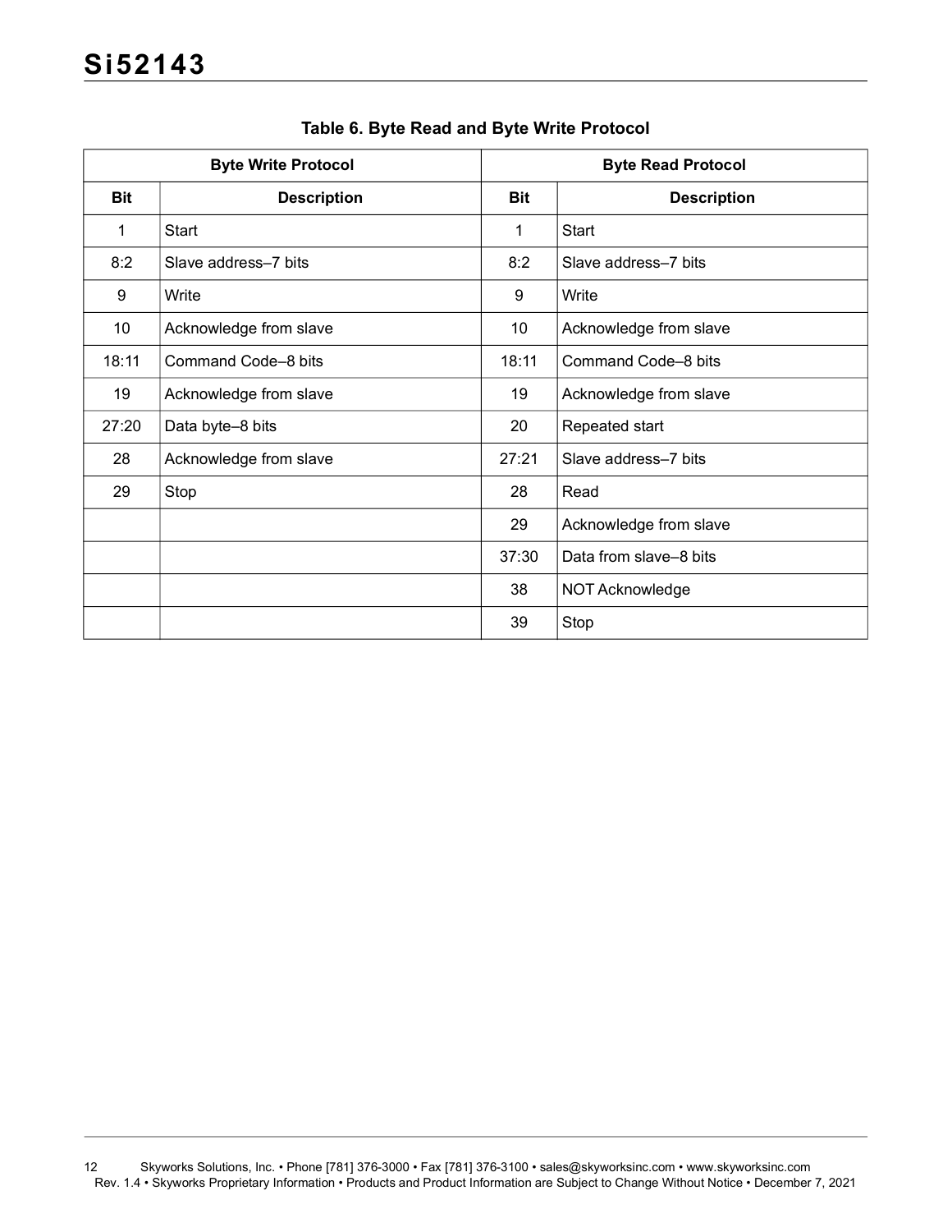**Table 6. Byte Read and Byte Write Protocol**

| Byte Write Protocol | | Byte Read Protocol | |
|---|---|---|---|
| **Bit** | **Description** | **Bit** | **Description** |
| 1 | Start | 1 | Start |
| 8:2 | Slave address–7 bits | 8:2 | Slave address–7 bits |
| 9 | Write | 9 | Write |
| 10 | Acknowledge from slave | 10 | Acknowledge from slave |
| 18:11 | Command Code–8 bits | 18:11 | Command Code–8 bits |
| 19 | Acknowledge from slave | 19 | Acknowledge from slave |
| 27:20 | Data byte–8 bits | 20 | Repeated start |
| 28 | Acknowledge from slave | 27:21 | Slave address–7 bits |
| 29 | Stop | 28 | Read |
| | | 29 | Acknowledge from slave |
| | | 37:30 | Data from slave–8 bits |
| | | 38 | NOT Acknowledge |
| | | 39 | Stop |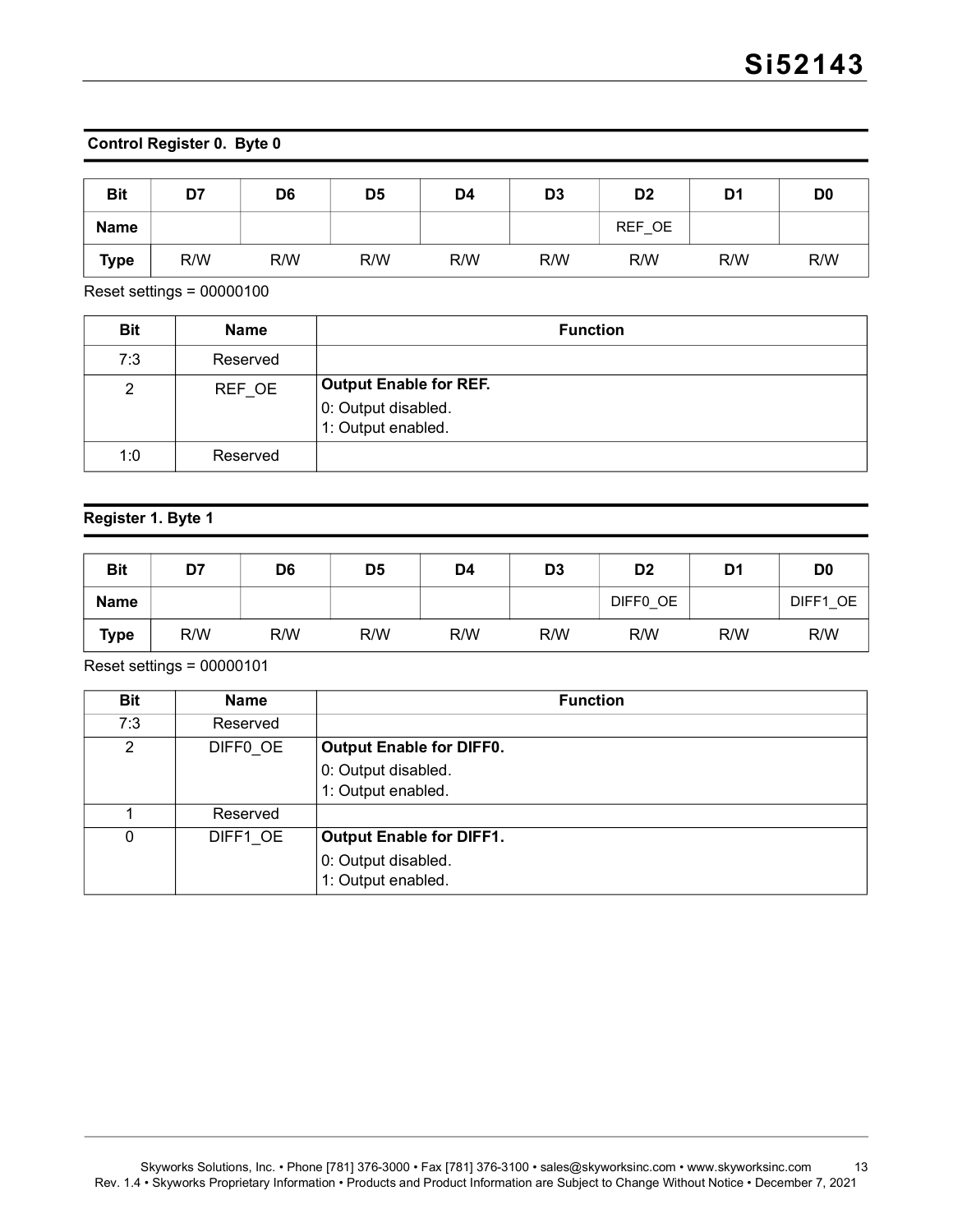### Control Register 0. Byte 0

| Bit | D7 | D6 | D5 | D4 | D3 | D2 | D1 | D0 |
|---|---|---|---|---|---|---|---|---|
| Name | | | | | | REF_OE | | |
| Type | R/W | R/W | R/W | R/W | R/W | R/W | R/W | R/W |

Reset settings = 00000100

| Bit | Name | Function |
|---|---|---|
| 7:3 | Reserved | |
| 2 | REF_OE | **Output Enable for REF.**<br>0: Output disabled.<br>1: Output enabled. |
| 1:0 | Reserved | |

### Register 1. Byte 1

| Bit | D7 | D6 | D5 | D4 | D3 | D2 | D1 | D0 |
|---|---|---|---|---|---|---|---|---|
| Name | | | | | | DIFF0_OE | | DIFF1_OE |
| Type | R/W | R/W | R/W | R/W | R/W | R/W | R/W | R/W |

Reset settings = 00000101

| Bit | Name | Function |
|---|---|---|
| 7:3 | Reserved | |
| 2 | DIFF0_OE | **Output Enable for DIFF0.**<br>0: Output disabled.<br>1: Output enabled. |
| 1 | Reserved | |
| 0 | DIFF1_OE | **Output Enable for DIFF1.**<br>0: Output disabled.<br>1: Output enabled. |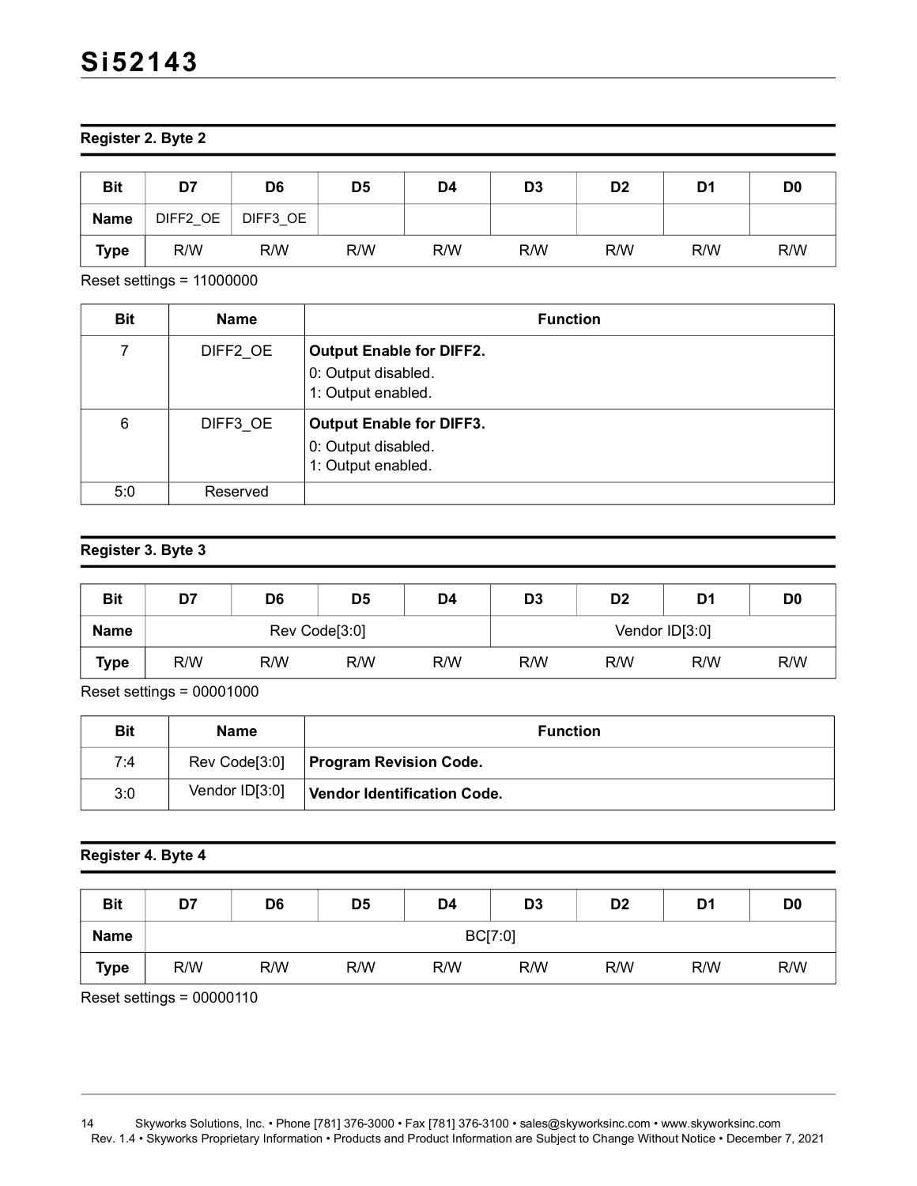### Register 2. Byte 2

| Bit | D7 | D6 | D5 | D4 | D3 | D2 | D1 | D0 |
|---|---|---|---|---|---|---|---|---|
| Name | DIFF2_OE | DIFF3_OE | | | | | | |
| Type | R/W | R/W | R/W | R/W | R/W | R/W | R/W | R/W |

Reset settings = 11000000

| Bit | Name | Function |
|---|---|---|
| 7 | DIFF2_OE | **Output Enable for DIFF2.**<br>0: Output disabled.<br>1: Output enabled. |
| 6 | DIFF3_OE | **Output Enable for DIFF3.**<br>0: Output disabled.<br>1: Output enabled. |
| 5:0 | Reserved | |

### Register 3. Byte 3

| Bit | D7 | D6 | D5 | D4 | D3 | D2 | D1 | D0 |
|---|---|---|---|---|---|---|---|---|
| Name | Rev Code[3:0] | | | | Vendor ID[3:0] | | | |
| Type | R/W | R/W | R/W | R/W | R/W | R/W | R/W | R/W |

Reset settings = 00001000

| Bit | Name | Function |
|---|---|---|
| 7:4 | Rev Code[3:0] | **Program Revision Code.** |
| 3:0 | Vendor ID[3:0] | **Vendor Identification Code.** |

### Register 4. Byte 4

| Bit | D7 | D6 | D5 | D4 | D3 | D2 | D1 | D0 |
|---|---|---|---|---|---|---|---|---|
| Name | BC[7:0] | | | | | | | |
| Type | R/W | R/W | R/W | R/W | R/W | R/W | R/W | R/W |

Reset settings = 00000110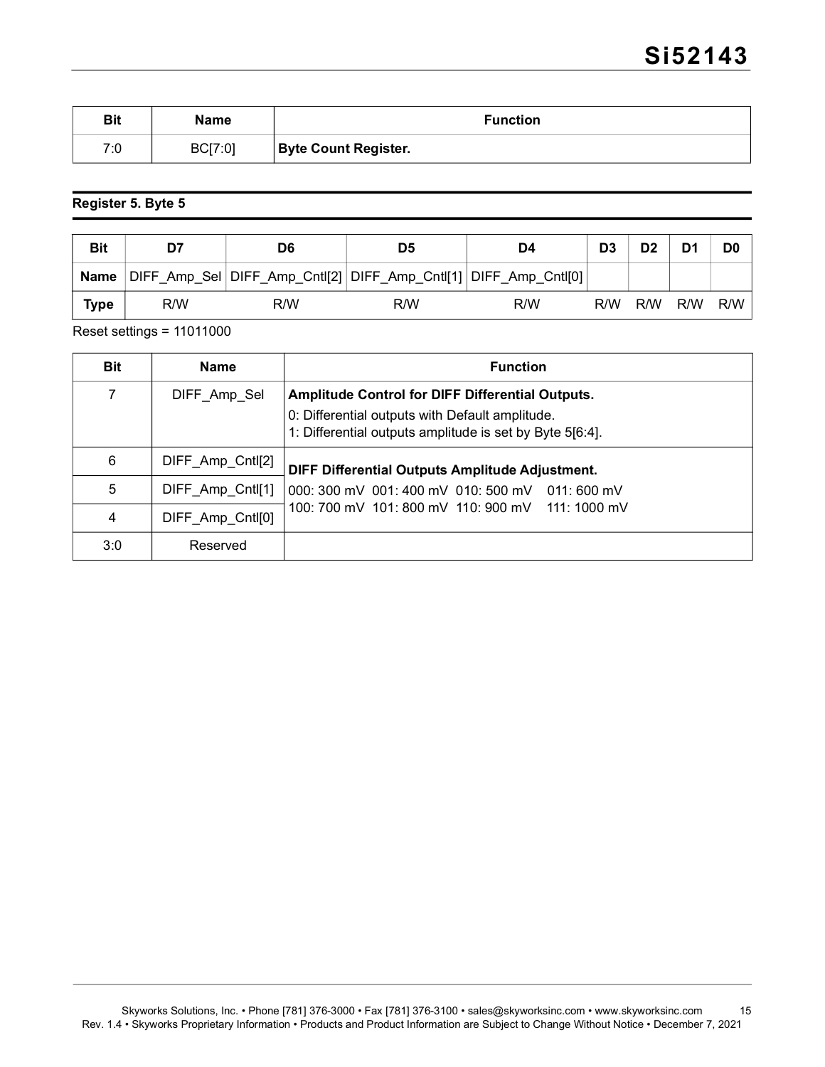| Bit | Name | Function |
|---|---|---|
| 7:0 | BC[7:0] | **Byte Count Register.** |

**Register 5. Byte 5**

| Bit | D7 | D6 | D5 | D4 | D3 | D2 | D1 | D0 |
|---|---|---|---|---|---|---|---|---|
| **Name** | DIFF_Amp_Sel | DIFF_Amp_Cntl[2] | DIFF_Amp_Cntl[1] | DIFF_Amp_Cntl[0] | | | | |
| **Type** | R/W | R/W | R/W | R/W | R/W | R/W | R/W | R/W |

Reset settings = 11011000

| Bit | Name | Function |
|---|---|---|
| 7 | DIFF_Amp_Sel | **Amplitude Control for DIFF Differential Outputs.**<br>0: Differential outputs with Default amplitude.<br>1: Differential outputs amplitude is set by Byte 5[6:4]. |
| 6 | DIFF_Amp_Cntl[2] | **DIFF Differential Outputs Amplitude Adjustment.**<br>000: 300 mV 001: 400 mV 010: 500 mV 011: 600 mV<br>100: 700 mV 101: 800 mV 110: 900 mV 111: 1000 mV |
| 5 | DIFF_Amp_Cntl[1] | |
| 4 | DIFF_Amp_Cntl[0] | |
| 3:0 | Reserved | |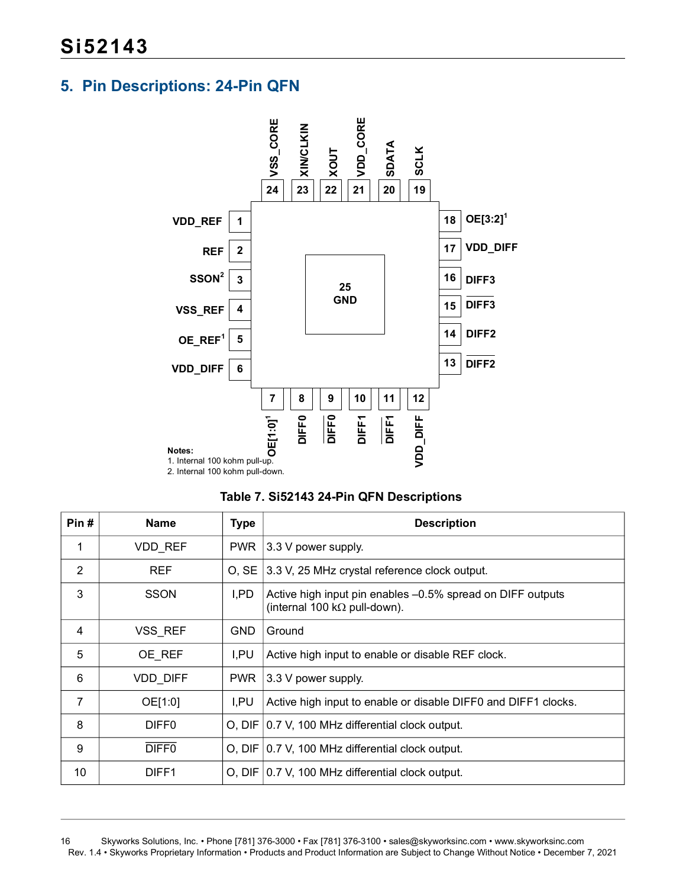# 5. Pin Descriptions: 24-Pin QFN

Notes:
1. Internal 100 kohm pull-up.
2. Internal 100 kohm pull-down.

**Table 7. Si52143 24-Pin QFN Descriptions**

| Pin # | Name | Type | Description |
|---|---|---|---|
| 1 | VDD_REF | PWR | 3.3 V power supply. |
| 2 | REF | O, SE | 3.3 V, 25 MHz crystal reference clock output. |
| 3 | SSON | I,PD | Active high input pin enables –0.5% spread on DIFF outputs (internal 100 kΩ pull-down). |
| 4 | VSS_REF | GND | Ground |
| 5 | OE_REF | I,PU | Active high input to enable or disable REF clock. |
| 6 | VDD_DIFF | PWR | 3.3 V power supply. |
| 7 | OE[1:0] | I,PU | Active high input to enable or disable DIFF0 and DIFF1 clocks. |
| 8 | DIFF0 | O, DIF | 0.7 V, 100 MHz differential clock output. |
| 9 | $\overline{\text{DIFF0}}$ | O, DIF | 0.7 V, 100 MHz differential clock output. |
| 10 | DIFF1 | O, DIF | 0.7 V, 100 MHz differential clock output. |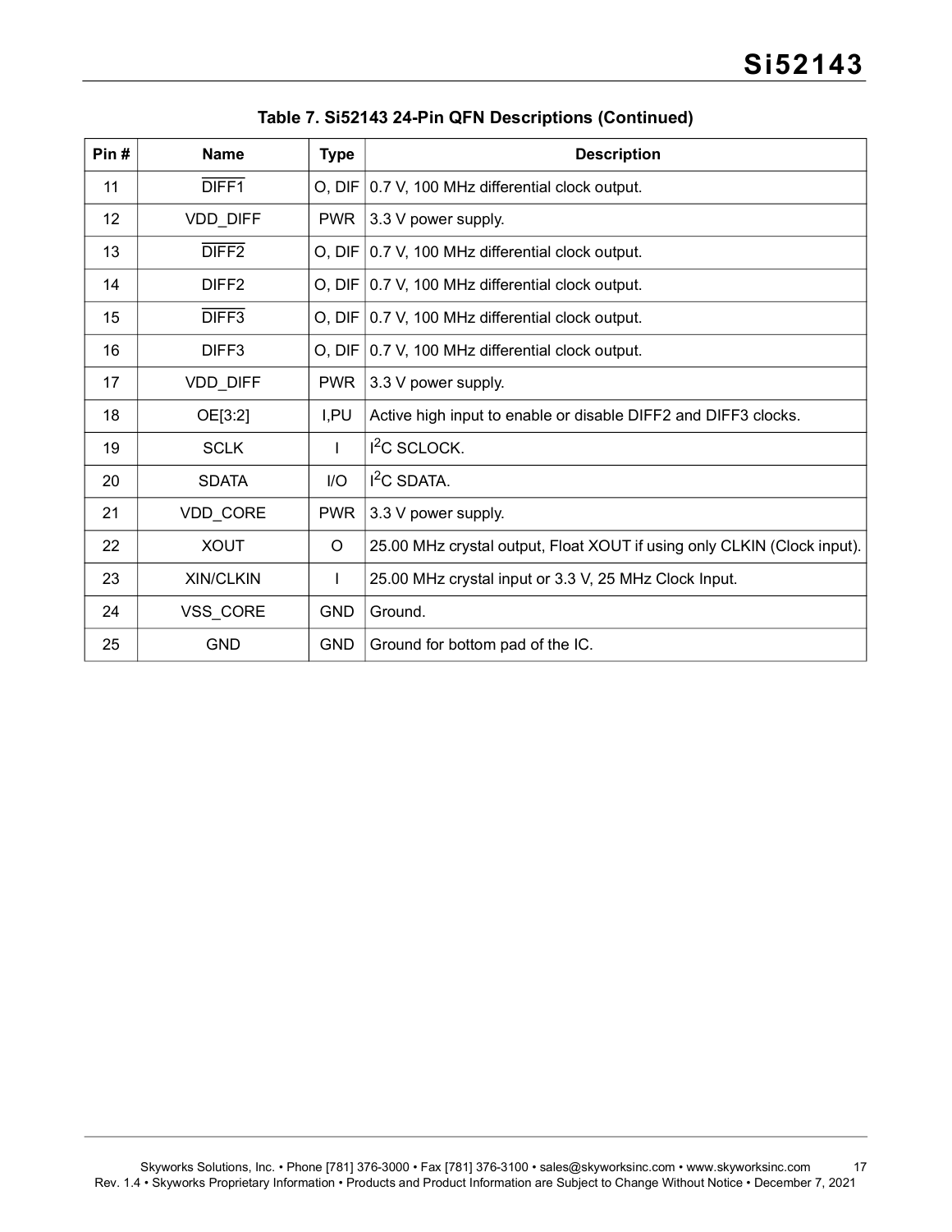**Table 7. Si52143 24-Pin QFN Descriptions (Continued)**

| Pin # | Name | Type | Description |
|---|---|---|---|
| 11 | $\overline{\text{DIFF1}}$ | O, DIF | 0.7 V, 100 MHz differential clock output. |
| 12 | VDD_DIFF | PWR | 3.3 V power supply. |
| 13 | $\overline{\text{DIFF2}}$ | O, DIF | 0.7 V, 100 MHz differential clock output. |
| 14 | DIFF2 | O, DIF | 0.7 V, 100 MHz differential clock output. |
| 15 | $\overline{\text{DIFF3}}$ | O, DIF | 0.7 V, 100 MHz differential clock output. |
| 16 | DIFF3 | O, DIF | 0.7 V, 100 MHz differential clock output. |
| 17 | VDD_DIFF | PWR | 3.3 V power supply. |
| 18 | OE[3:2] | I,PU | Active high input to enable or disable DIFF2 and DIFF3 clocks. |
| 19 | SCLK | I | $I^2C$ SCLOCK. |
| 20 | SDATA | I/O | $I^2C$ SDATA. |
| 21 | VDD_CORE | PWR | 3.3 V power supply. |
| 22 | XOUT | O | 25.00 MHz crystal output, Float XOUT if using only CLKIN (Clock input). |
| 23 | XIN/CLKIN | I | 25.00 MHz crystal input or 3.3 V, 25 MHz Clock Input. |
| 24 | VSS_CORE | GND | Ground. |
| 25 | GND | GND | Ground for bottom pad of the IC. |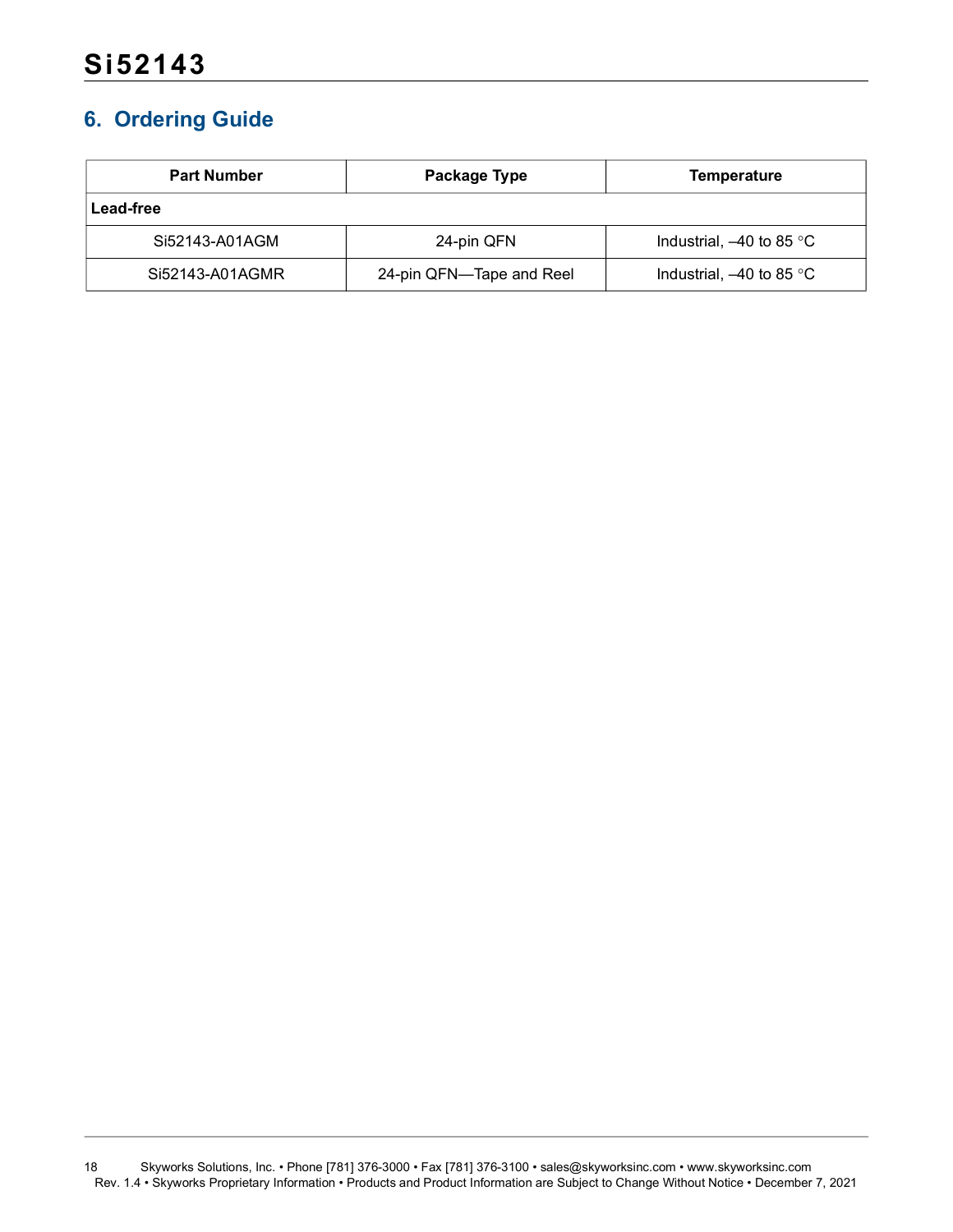## 6. Ordering Guide

| Part Number | Package Type | Temperature |
|---|---|---|
| **Lead-free** | | |
| Si52143-A01AGM | 24-pin QFN | Industrial, –40 to 85 °C |
| Si52143-A01AGMR | 24-pin QFN—Tape and Reel | Industrial, –40 to 85 °C |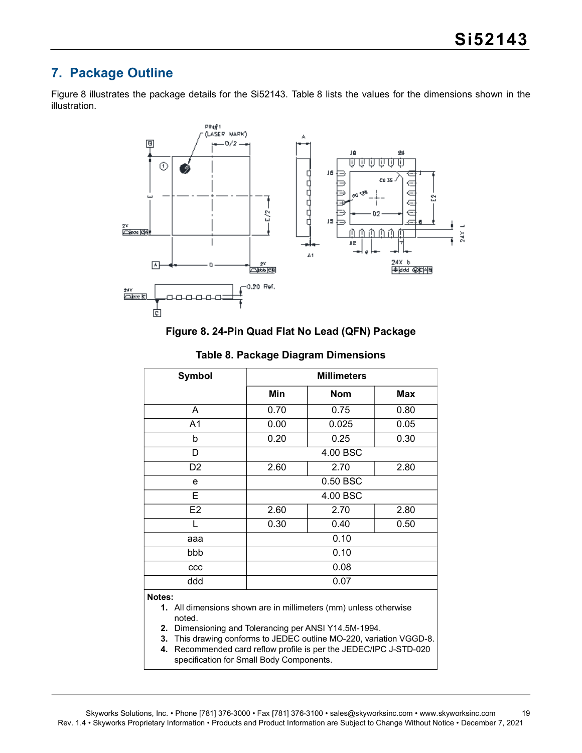## 7. Package Outline

Figure 8 illustrates the package details for the Si52143. Table 8 lists the values for the dimensions shown in the illustration.

**Figure 8. 24-Pin Quad Flat No Lead (QFN) Package**

**Table 8. Package Diagram Dimensions**

| Symbol | Millimeters | | |
|---|---|---|---|
| | Min | Nom | Max |
| A | 0.70 | 0.75 | 0.80 |
| A1 | 0.00 | 0.025 | 0.05 |
| b | 0.20 | 0.25 | 0.30 |
| D | 4.00 BSC | | |
| D2 | 2.60 | 2.70 | 2.80 |
| e | 0.50 BSC | | |
| E | 4.00 BSC | | |
| E2 | 2.60 | 2.70 | 2.80 |
| L | 0.30 | 0.40 | 0.50 |
| aaa | 0.10 | | |
| bbb | 0.10 | | |
| ccc | 0.08 | | |
| ddd | 0.07 | | |

**Notes:**

1. All dimensions shown are in millimeters (mm) unless otherwise noted.
2. Dimensioning and Tolerancing per ANSI Y14.5M-1994.
3. This drawing conforms to JEDEC outline MO-220, variation VGGD-8.
4. Recommended card reflow profile is per the JEDEC/IPC J-STD-020 specification for Small Body Components.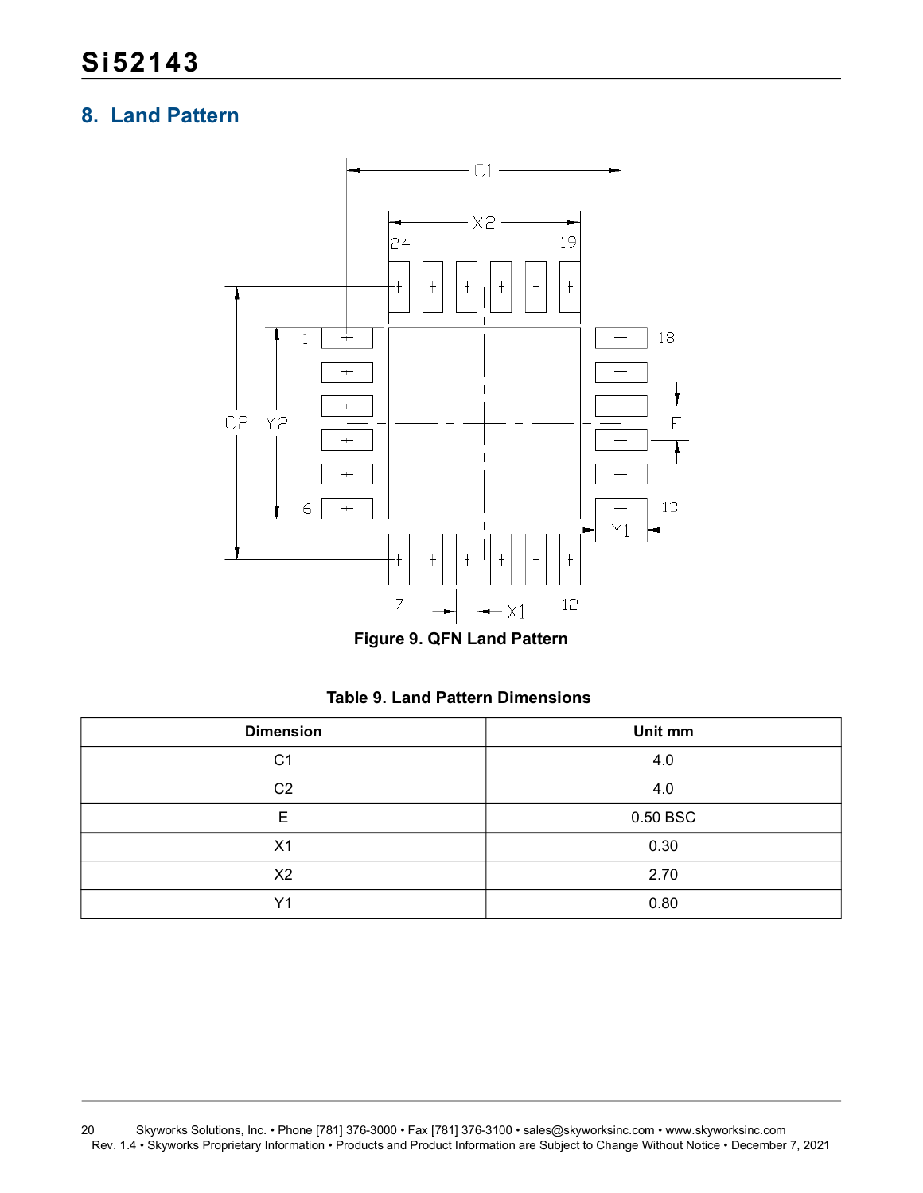## 8. Land Pattern

**Figure 9. QFN Land Pattern**

**Table 9. Land Pattern Dimensions**

| Dimension | Unit mm |
|---|---|
| C1 | 4.0 |
| C2 | 4.0 |
| E | 0.50 BSC |
| X1 | 0.30 |
| X2 | 2.70 |
| Y1 | 0.80 |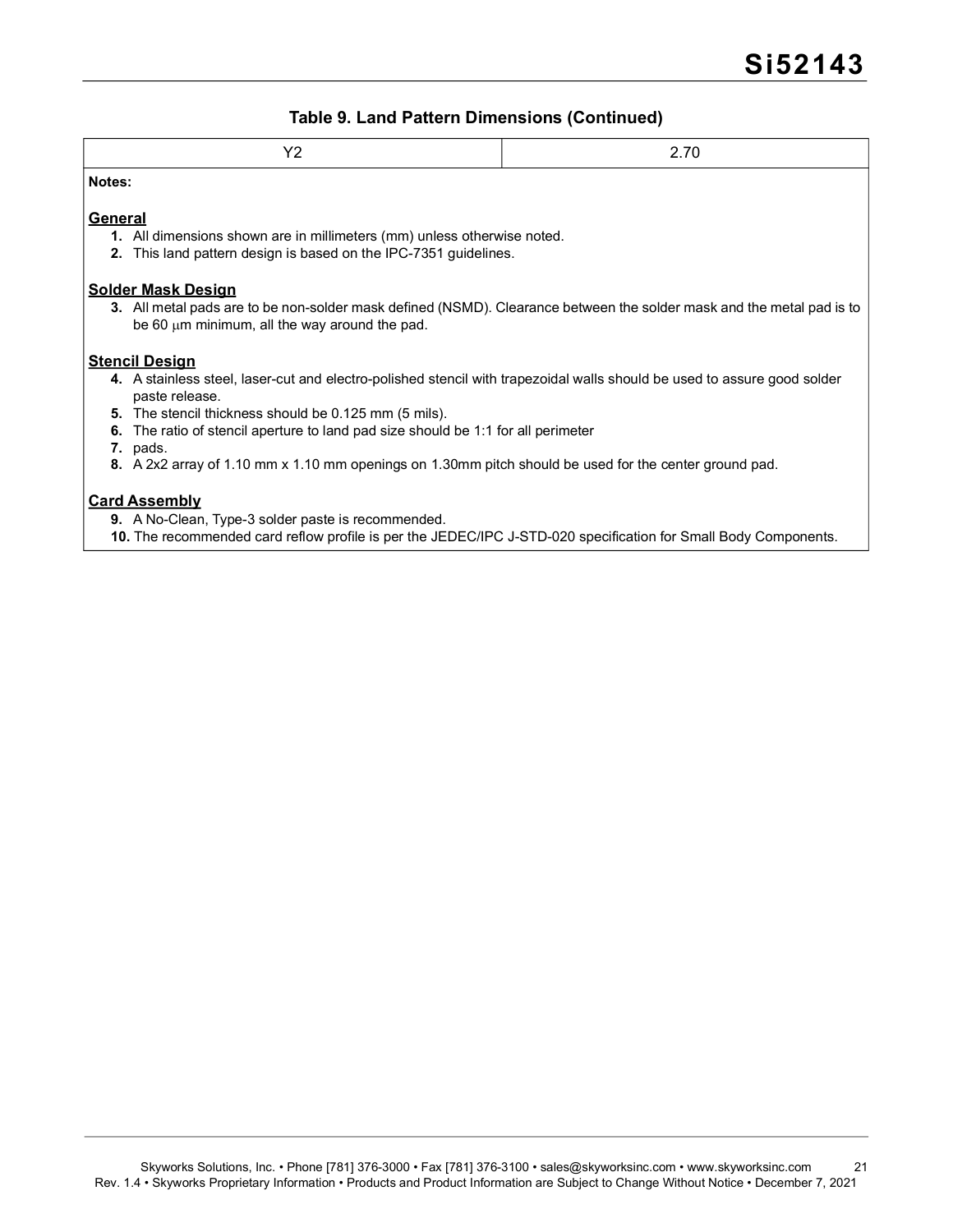### Table 9. Land Pattern Dimensions (Continued)

| Y2 | 2.70 |
|---|---|

**Notes:**

**General**

1. All dimensions shown are in millimeters (mm) unless otherwise noted.
2. This land pattern design is based on the IPC-7351 guidelines.

**Solder Mask Design**

3. All metal pads are to be non-solder mask defined (NSMD). Clearance between the solder mask and the metal pad is to be 60 $\mu$m minimum, all the way around the pad.

**Stencil Design**

4. A stainless steel, laser-cut and electro-polished stencil with trapezoidal walls should be used to assure good solder paste release.
5. The stencil thickness should be 0.125 mm (5 mils).
6. The ratio of stencil aperture to land pad size should be 1:1 for all perimeter
7. pads.
8. A 2x2 array of 1.10 mm x 1.10 mm openings on 1.30mm pitch should be used for the center ground pad.

**Card Assembly**

9. A No-Clean, Type-3 solder paste is recommended.
10. The recommended card reflow profile is per the JEDEC/IPC J-STD-020 specification for Small Body Components.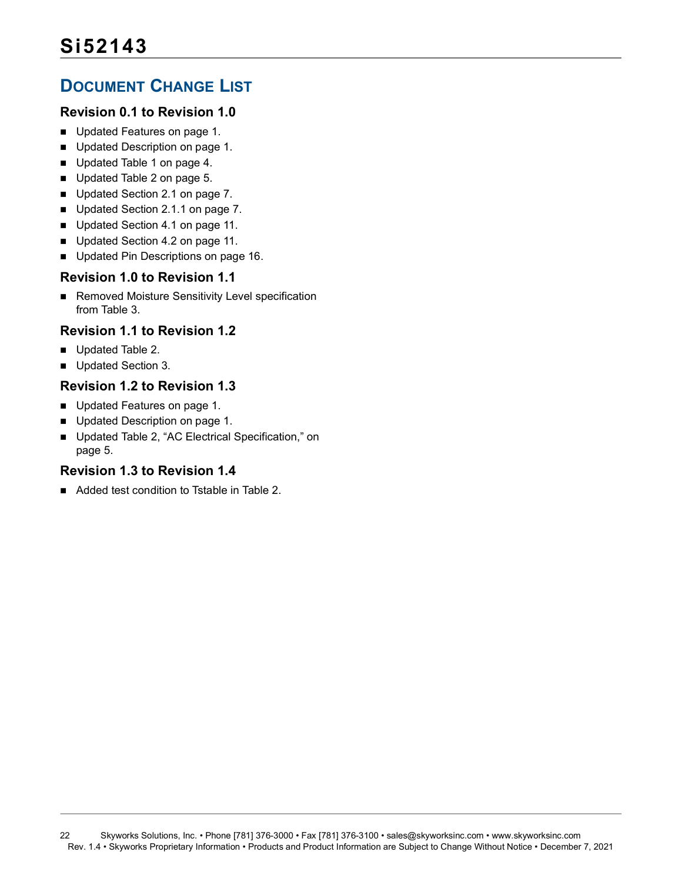## Document Change List

### Revision 0.1 to Revision 1.0

- Updated Features on page 1.
- Updated Description on page 1.
- Updated Table 1 on page 4.
- Updated Table 2 on page 5.
- Updated Section 2.1 on page 7.
- Updated Section 2.1.1 on page 7.
- Updated Section 4.1 on page 11.
- Updated Section 4.2 on page 11.
- Updated Pin Descriptions on page 16.

### Revision 1.0 to Revision 1.1

- Removed Moisture Sensitivity Level specification from Table 3.

### Revision 1.1 to Revision 1.2

- Updated Table 2.
- Updated Section 3.

### Revision 1.2 to Revision 1.3

- Updated Features on page 1.
- Updated Description on page 1.
- Updated Table 2, "AC Electrical Specification," on page 5.

### Revision 1.3 to Revision 1.4

- Added test condition to Tstable in Table 2.